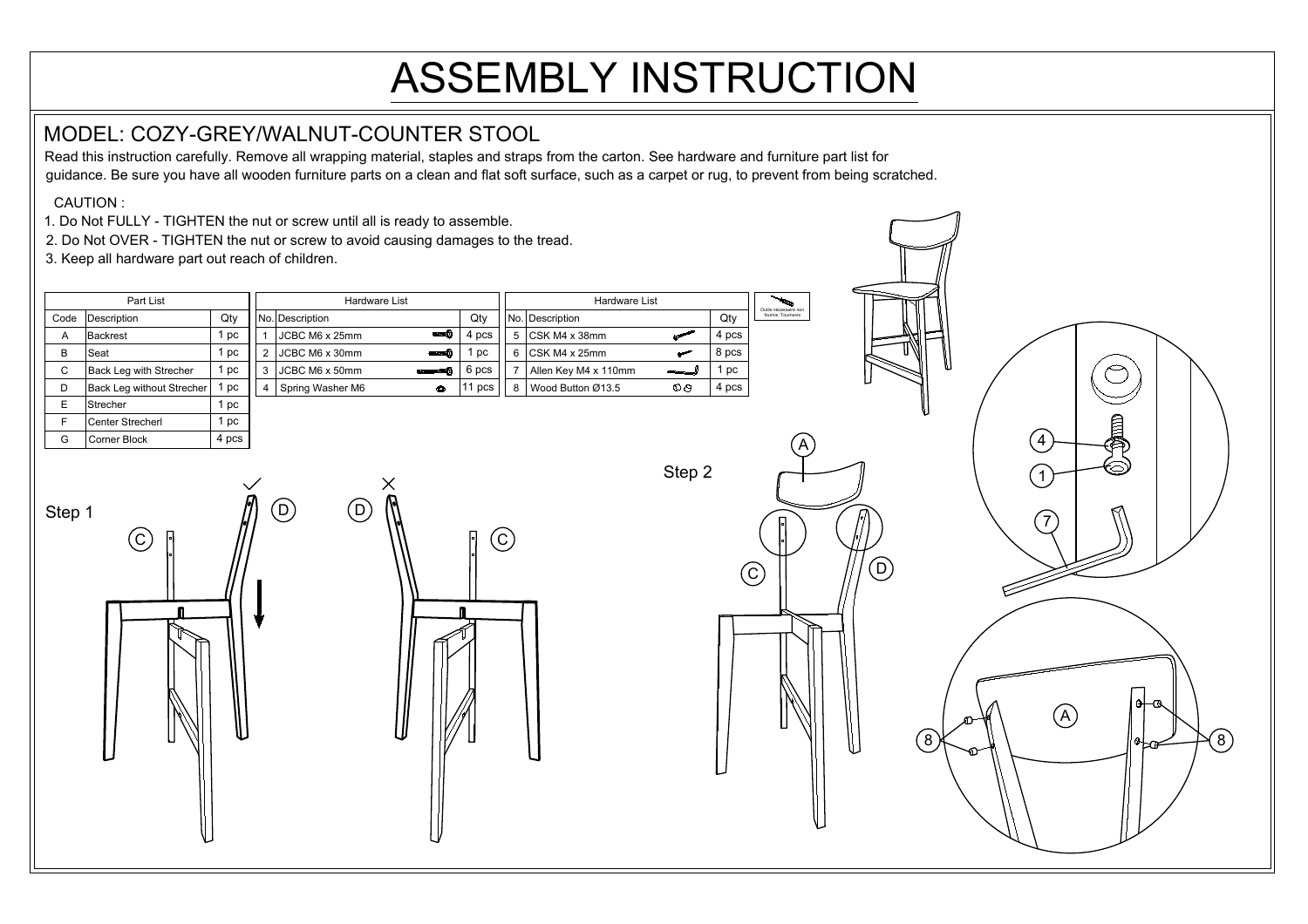# ASSEMBLY INSTRUCTION

## MODEL: COZY-GREY/WALNUT-COUNTER STOOL

Read this instruction carefully. Remove all wrapping material, staples and straps from the carton. See hardware and furniture part list for guidance. Be sure you have all wooden furniture parts on a clean and flat soft surface, such as a carpet or rug, to prevent from being scratched.

CAUTION :

1. Do Not FULLY - TIGHTEN the nut or screw until all is ready to assemble.
2. Do Not OVER - TIGHTEN the nut or screw to avoid causing damages to the tread.
3. Keep all hardware part out reach of children.

**Part List**

| Code | Description | Qty |
|---|---|---|
| A | Backrest | 1 pc |
| B | Seat | 1 pc |
| C | Back Leg with Strecher | 1 pc |
| D | Back Leg without Strecher | 1 pc |
| E | Strecher | 1 pc |
| F | Center Strecherl | 1 pc |
| G | Corner Block | 4 pcs |

**Hardware List**

| No. | Description | Qty |
|---|---|---|
| 1 | JCBC M6 x 25mm | 4 pcs |
| 2 | JCBC M6 x 30mm | 1 pc |
| 3 | JCBC M6 x 50mm | 6 pcs |
| 4 | Spring Washer M6 | 11 pcs |
| 5 | CSK M4 x 38mm | 4 pcs |
| 6 | CSK M4 x 25mm | 8 pcs |
| 7 | Allen Key M4 x 110mm | 1 pc |
| 8 | Wood Button Ø13.5 | 4 pcs |

Outils nécessaire non fournis: Tournevis

Step 1

Step 2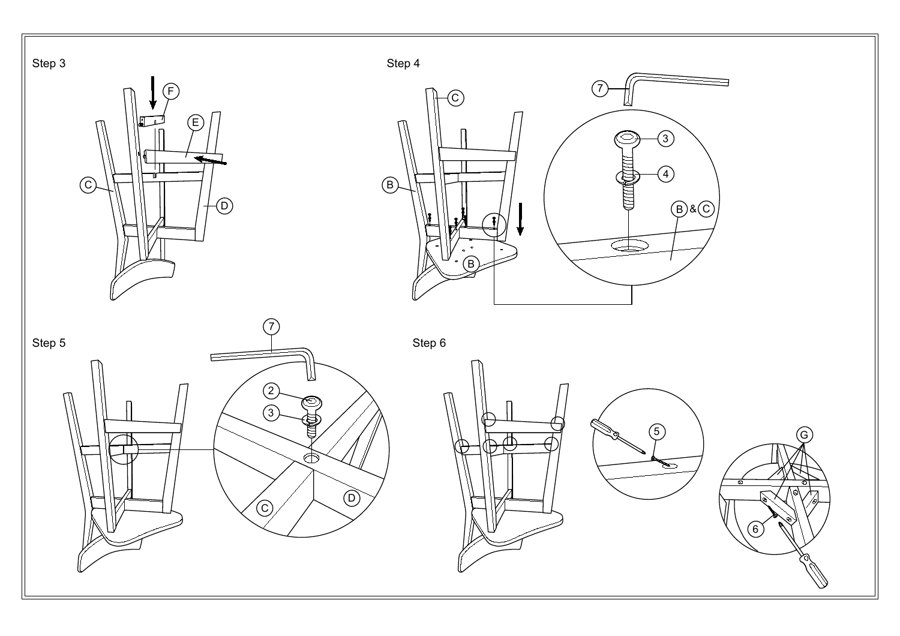Step 3

F

E

C

D

Step 4

C

7

3

4

B & C

B

B

Step 5

7

2

3

C

D

Step 6

5

G

6